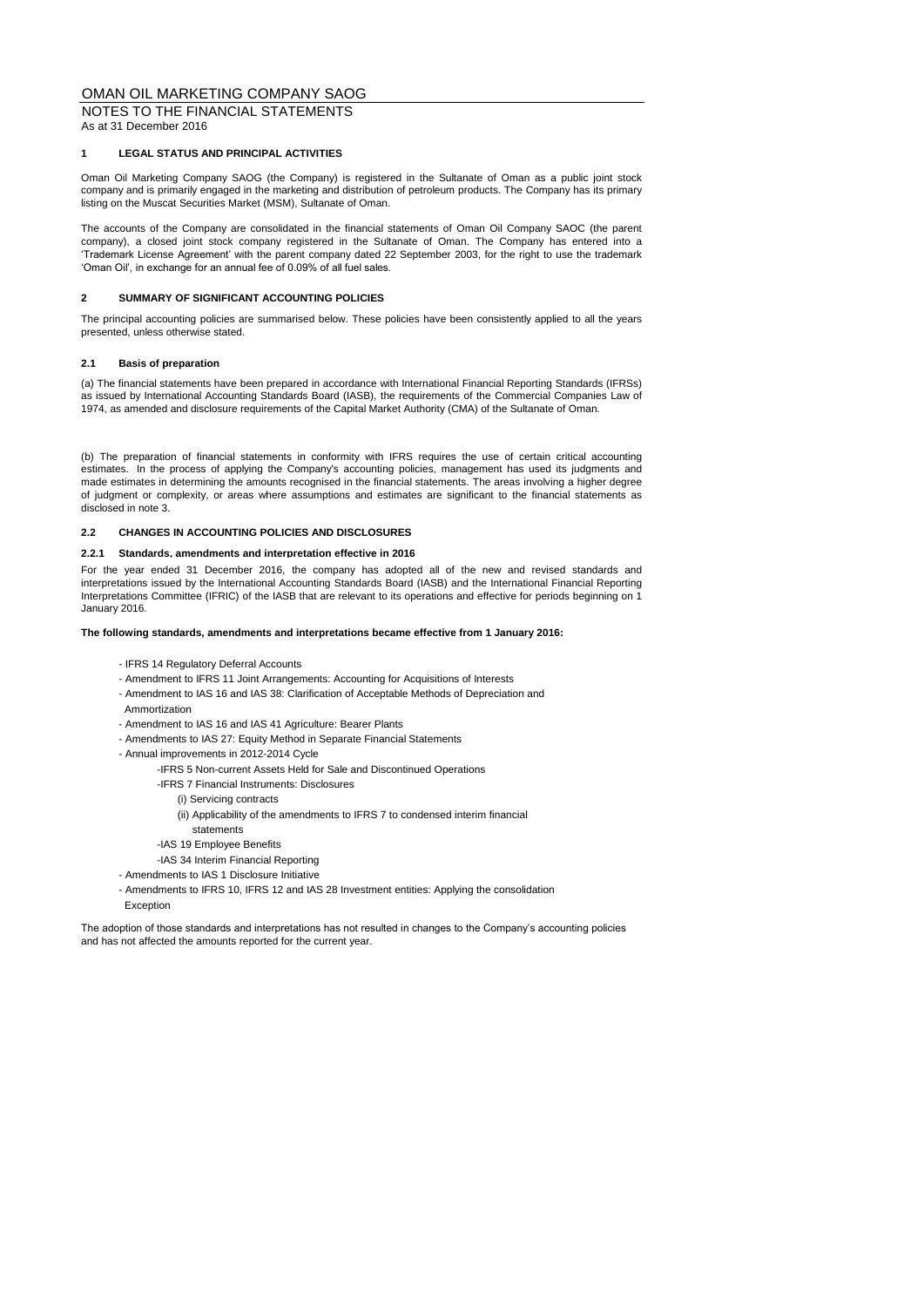# OMAN OIL MARKETING COMPANY SAOG

## NOTES TO THE FINANCIAL STATEMENTS

As at 31 December 2016

### 1 LEGAL STATUS AND PRINCIPAL ACTIVITIES

Oman Oil Marketing Company SAOG (the Company) is registered in the Sultanate of Oman as a public joint stock company and is primarily engaged in the marketing and distribution of petroleum products. The Company has its primary listing on the Muscat Securities Market (MSM), Sultanate of Oman.

The accounts of the Company are consolidated in the financial statements of Oman Oil Company SAOC (the parent company), a closed joint stock company registered in the Sultanate of Oman. The Company has entered into a 'Trademark License Agreement' with the parent company dated 22 September 2003, for the right to use the trademark 'Oman Oil', in exchange for an annual fee of 0.09% of all fuel sales.

### 2 SUMMARY OF SIGNIFICANT ACCOUNTING POLICIES

The principal accounting policies are summarised below. These policies have been consistently applied to all the years presented, unless otherwise stated.

#### 2.1 Basis of preparation

(a) The financial statements have been prepared in accordance with International Financial Reporting Standards (IFRSs) as issued by International Accounting Standards Board (IASB), the requirements of the Commercial Companies Law of 1974, as amended and disclosure requirements of the Capital Market Authority (CMA) of the Sultanate of Oman.

(b) The preparation of financial statements in conformity with IFRS requires the use of certain critical accounting estimates. In the process of applying the Company's accounting policies, management has used its judgments and made estimates in determining the amounts recognised in the financial statements. The areas involving a higher degree of judgment or complexity, or areas where assumptions and estimates are significant to the financial statements as disclosed in note 3.

#### 2.2 CHANGES IN ACCOUNTING POLICIES AND DISCLOSURES

##### 2.2.1 Standards, amendments and interpretation effective in 2016

For the year ended 31 December 2016, the company has adopted all of the new and revised standards and interpretations issued by the International Accounting Standards Board (IASB) and the International Financial Reporting Interpretations Committee (IFRIC) of the IASB that are relevant to its operations and effective for periods beginning on 1 January 2016.

**The following standards, amendments and interpretations became effective from 1 January 2016:**

- IFRS 14 Regulatory Deferral Accounts
- Amendment to IFRS 11 Joint Arrangements: Accounting for Acquisitions of Interests
- Amendment to IAS 16 and IAS 38: Clarification of Acceptable Methods of Depreciation and Ammortization
- Amendment to IAS 16 and IAS 41 Agriculture: Bearer Plants
- Amendments to IAS 27: Equity Method in Separate Financial Statements
- Annual improvements in 2012-2014 Cycle
  - IFRS 5 Non-current Assets Held for Sale and Discontinued Operations
  - IFRS 7 Financial Instruments: Disclosures
    - (i) Servicing contracts
    - (ii) Applicability of the amendments to IFRS 7 to condensed interim financial statements
  - IAS 19 Employee Benefits
  - IAS 34 Interim Financial Reporting
- Amendments to IAS 1 Disclosure Initiative
- Amendments to IFRS 10, IFRS 12 and IAS 28 Investment entities: Applying the consolidation Exception

The adoption of those standards and interpretations has not resulted in changes to the Company's accounting policies and has not affected the amounts reported for the current year.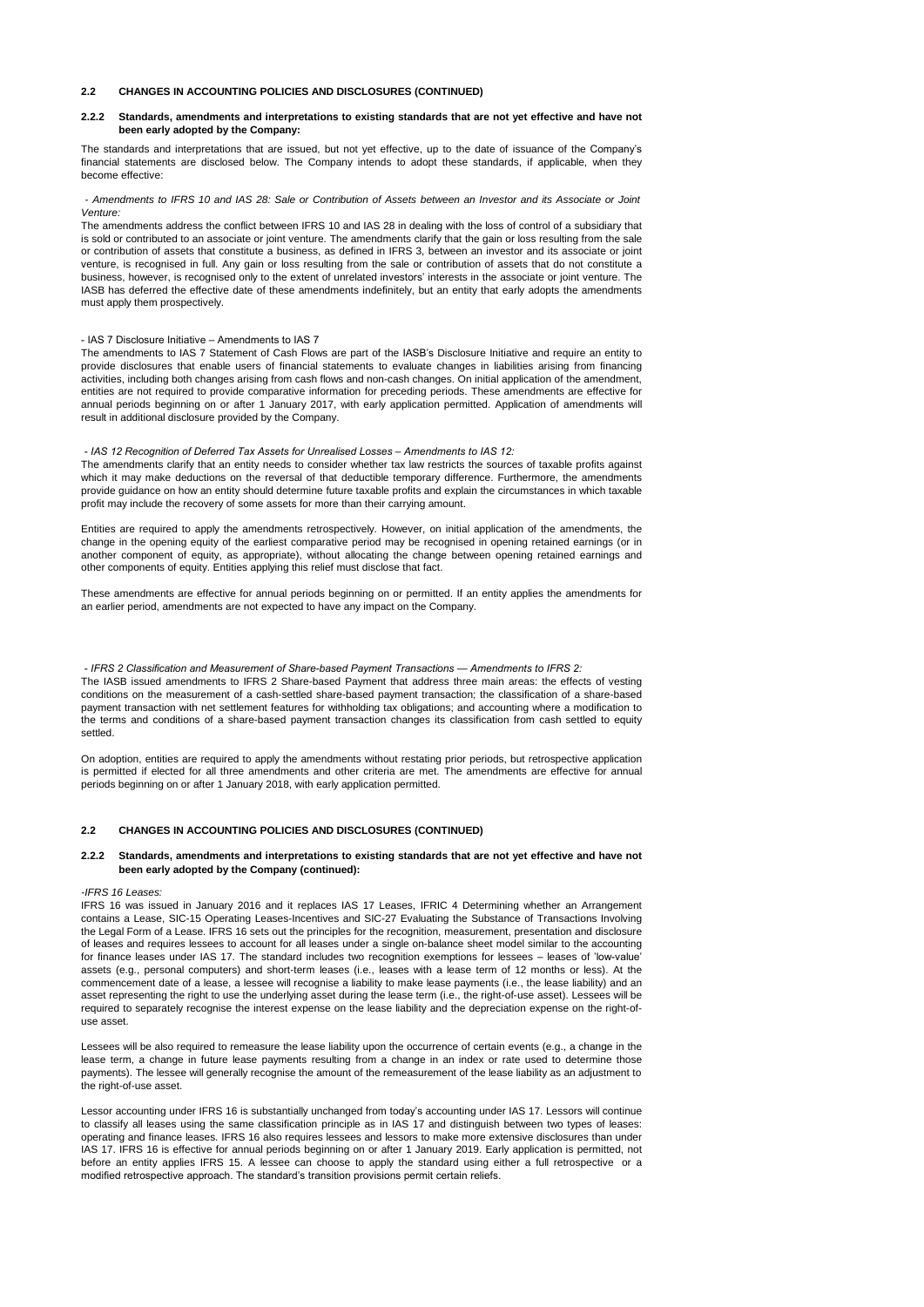## 2.2 CHANGES IN ACCOUNTING POLICIES AND DISCLOSURES (CONTINUED)

### 2.2.2 Standards, amendments and interpretations to existing standards that are not yet effective and have not been early adopted by the Company:

The standards and interpretations that are issued, but not yet effective, up to the date of issuance of the Company's financial statements are disclosed below. The Company intends to adopt these standards, if applicable, when they become effective:

*- Amendments to IFRS 10 and IAS 28: Sale or Contribution of Assets between an Investor and its Associate or Joint Venture:*

The amendments address the conflict between IFRS 10 and IAS 28 in dealing with the loss of control of a subsidiary that is sold or contributed to an associate or joint venture. The amendments clarify that the gain or loss resulting from the sale or contribution of assets that constitute a business, as defined in IFRS 3, between an investor and its associate or joint venture, is recognised in full. Any gain or loss resulting from the sale or contribution of assets that do not constitute a business, however, is recognised only to the extent of unrelated investors' interests in the associate or joint venture. The IASB has deferred the effective date of these amendments indefinitely, but an entity that early adopts the amendments must apply them prospectively.

- IAS 7 Disclosure Initiative – Amendments to IAS 7

The amendments to IAS 7 Statement of Cash Flows are part of the IASB's Disclosure Initiative and require an entity to provide disclosures that enable users of financial statements to evaluate changes in liabilities arising from financing activities, including both changes arising from cash flows and non-cash changes. On initial application of the amendment, entities are not required to provide comparative information for preceding periods. These amendments are effective for annual periods beginning on or after 1 January 2017, with early application permitted. Application of amendments will result in additional disclosure provided by the Company.

*- IAS 12 Recognition of Deferred Tax Assets for Unrealised Losses – Amendments to IAS 12:*

The amendments clarify that an entity needs to consider whether tax law restricts the sources of taxable profits against which it may make deductions on the reversal of that deductible temporary difference. Furthermore, the amendments provide guidance on how an entity should determine future taxable profits and explain the circumstances in which taxable profit may include the recovery of some assets for more than their carrying amount.

Entities are required to apply the amendments retrospectively. However, on initial application of the amendments, the change in the opening equity of the earliest comparative period may be recognised in opening retained earnings (or in another component of equity, as appropriate), without allocating the change between opening retained earnings and other components of equity. Entities applying this relief must disclose that fact.

These amendments are effective for annual periods beginning on or permitted. If an entity applies the amendments for an earlier period, amendments are not expected to have any impact on the Company.

*- IFRS 2 Classification and Measurement of Share-based Payment Transactions — Amendments to IFRS 2:*

The IASB issued amendments to IFRS 2 Share-based Payment that address three main areas: the effects of vesting conditions on the measurement of a cash-settled share-based payment transaction; the classification of a share-based payment transaction with net settlement features for withholding tax obligations; and accounting where a modification to the terms and conditions of a share-based payment transaction changes its classification from cash settled to equity settled.

On adoption, entities are required to apply the amendments without restating prior periods, but retrospective application is permitted if elected for all three amendments and other criteria are met. The amendments are effective for annual periods beginning on or after 1 January 2018, with early application permitted.

## 2.2 CHANGES IN ACCOUNTING POLICIES AND DISCLOSURES (CONTINUED)

### 2.2.2 Standards, amendments and interpretations to existing standards that are not yet effective and have not been early adopted by the Company (continued):

*-IFRS 16 Leases:*

IFRS 16 was issued in January 2016 and it replaces IAS 17 Leases, IFRIC 4 Determining whether an Arrangement contains a Lease, SIC-15 Operating Leases-Incentives and SIC-27 Evaluating the Substance of Transactions Involving the Legal Form of a Lease. IFRS 16 sets out the principles for the recognition, measurement, presentation and disclosure of leases and requires lessees to account for all leases under a single on-balance sheet model similar to the accounting for finance leases under IAS 17. The standard includes two recognition exemptions for lessees – leases of 'low-value' assets (e.g., personal computers) and short-term leases (i.e., leases with a lease term of 12 months or less). At the commencement date of a lease, a lessee will recognise a liability to make lease payments (i.e., the lease liability) and an asset representing the right to use the underlying asset during the lease term (i.e., the right-of-use asset). Lessees will be required to separately recognise the interest expense on the lease liability and the depreciation expense on the right-of-use asset.

Lessees will be also required to remeasure the lease liability upon the occurrence of certain events (e.g., a change in the lease term, a change in future lease payments resulting from a change in an index or rate used to determine those payments). The lessee will generally recognise the amount of the remeasurement of the lease liability as an adjustment to the right-of-use asset.

Lessor accounting under IFRS 16 is substantially unchanged from today's accounting under IAS 17. Lessors will continue to classify all leases using the same classification principle as in IAS 17 and distinguish between two types of leases: operating and finance leases. IFRS 16 also requires lessees and lessors to make more extensive disclosures than under IAS 17. IFRS 16 is effective for annual periods beginning on or after 1 January 2019. Early application is permitted, not before an entity applies IFRS 15. A lessee can choose to apply the standard using either a full retrospective or a modified retrospective approach. The standard's transition provisions permit certain reliefs.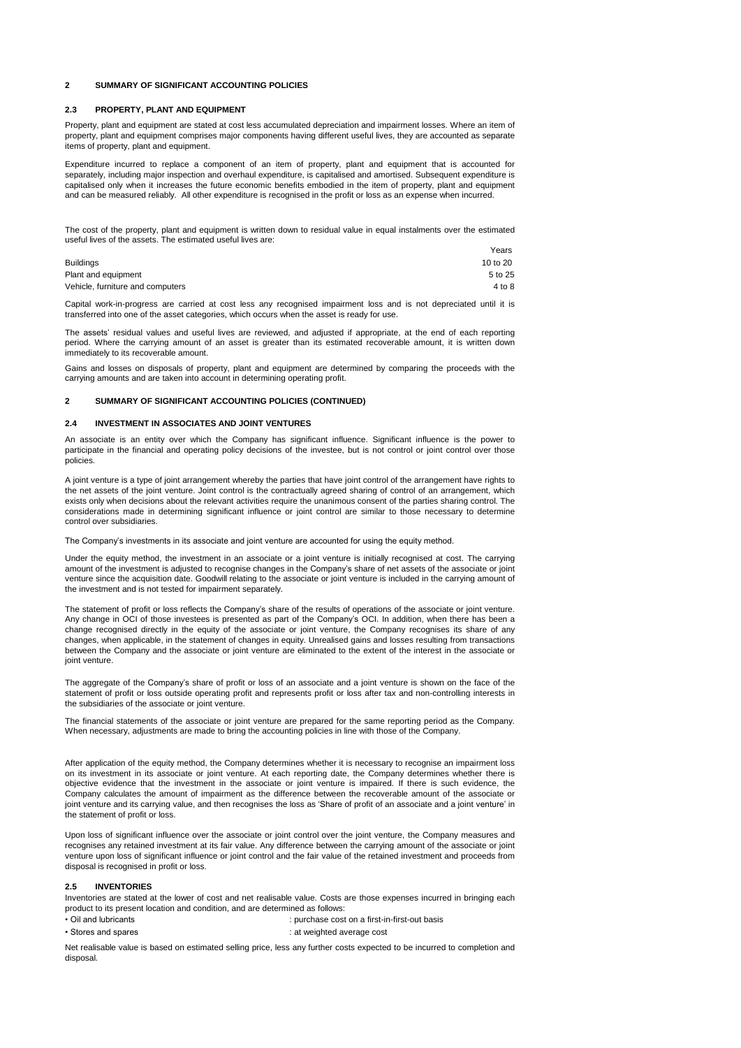## 2 SUMMARY OF SIGNIFICANT ACCOUNTING POLICIES

### 2.3 PROPERTY, PLANT AND EQUIPMENT

Property, plant and equipment are stated at cost less accumulated depreciation and impairment losses. Where an item of property, plant and equipment comprises major components having different useful lives, they are accounted as separate items of property, plant and equipment.

Expenditure incurred to replace a component of an item of property, plant and equipment that is accounted for separately, including major inspection and overhaul expenditure, is capitalised and amortised. Subsequent expenditure is capitalised only when it increases the future economic benefits embodied in the item of property, plant and equipment and can be measured reliably. All other expenditure is recognised in the profit or loss as an expense when incurred.

The cost of the property, plant and equipment is written down to residual value in equal instalments over the estimated useful lives of the assets. The estimated useful lives are:

| | Years |
|---|---|
| Buildings | 10 to 20 |
| Plant and equipment | 5 to 25 |
| Vehicle, furniture and computers | 4 to 8 |

Capital work-in-progress are carried at cost less any recognised impairment loss and is not depreciated until it is transferred into one of the asset categories, which occurs when the asset is ready for use.

The assets' residual values and useful lives are reviewed, and adjusted if appropriate, at the end of each reporting period. Where the carrying amount of an asset is greater than its estimated recoverable amount, it is written down immediately to its recoverable amount.

Gains and losses on disposals of property, plant and equipment are determined by comparing the proceeds with the carrying amounts and are taken into account in determining operating profit.

## 2 SUMMARY OF SIGNIFICANT ACCOUNTING POLICIES (CONTINUED)

### 2.4 INVESTMENT IN ASSOCIATES AND JOINT VENTURES

An associate is an entity over which the Company has significant influence. Significant influence is the power to participate in the financial and operating policy decisions of the investee, but is not control or joint control over those policies.

A joint venture is a type of joint arrangement whereby the parties that have joint control of the arrangement have rights to the net assets of the joint venture. Joint control is the contractually agreed sharing of control of an arrangement, which exists only when decisions about the relevant activities require the unanimous consent of the parties sharing control. The considerations made in determining significant influence or joint control are similar to those necessary to determine control over subsidiaries.

The Company's investments in its associate and joint venture are accounted for using the equity method.

Under the equity method, the investment in an associate or a joint venture is initially recognised at cost. The carrying amount of the investment is adjusted to recognise changes in the Company's share of net assets of the associate or joint venture since the acquisition date. Goodwill relating to the associate or joint venture is included in the carrying amount of the investment and is not tested for impairment separately.

The statement of profit or loss reflects the Company's share of the results of operations of the associate or joint venture. Any change in OCI of those investees is presented as part of the Company's OCI. In addition, when there has been a change recognised directly in the equity of the associate or joint venture, the Company recognises its share of any changes, when applicable, in the statement of changes in equity. Unrealised gains and losses resulting from transactions between the Company and the associate or joint venture are eliminated to the extent of the interest in the associate or joint venture.

The aggregate of the Company's share of profit or loss of an associate and a joint venture is shown on the face of the statement of profit or loss outside operating profit and represents profit or loss after tax and non-controlling interests in the subsidiaries of the associate or joint venture.

The financial statements of the associate or joint venture are prepared for the same reporting period as the Company. When necessary, adjustments are made to bring the accounting policies in line with those of the Company.

After application of the equity method, the Company determines whether it is necessary to recognise an impairment loss on its investment in its associate or joint venture. At each reporting date, the Company determines whether there is objective evidence that the investment in the associate or joint venture is impaired. If there is such evidence, the Company calculates the amount of impairment as the difference between the recoverable amount of the associate or joint venture and its carrying value, and then recognises the loss as 'Share of profit of an associate and a joint venture' in the statement of profit or loss.

Upon loss of significant influence over the associate or joint control over the joint venture, the Company measures and recognises any retained investment at its fair value. Any difference between the carrying amount of the associate or joint venture upon loss of significant influence or joint control and the fair value of the retained investment and proceeds from disposal is recognised in profit or loss.

### 2.5 INVENTORIES

Inventories are stated at the lower of cost and net realisable value. Costs are those expenses incurred in bringing each product to its present location and condition, and are determined as follows:

- Oil and lubricants : purchase cost on a first-in-first-out basis
- Stores and spares : at weighted average cost

Net realisable value is based on estimated selling price, less any further costs expected to be incurred to completion and disposal.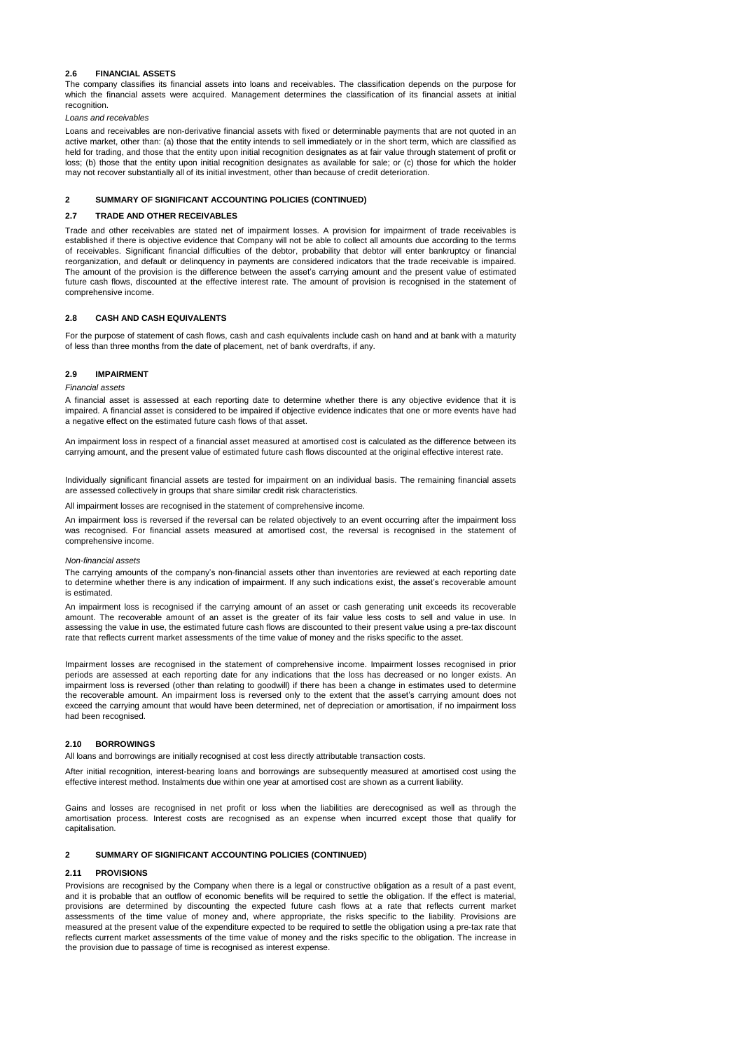### 2.6 FINANCIAL ASSETS

The company classifies its financial assets into loans and receivables. The classification depends on the purpose for which the financial assets were acquired. Management determines the classification of its financial assets at initial recognition.

*Loans and receivables*

Loans and receivables are non-derivative financial assets with fixed or determinable payments that are not quoted in an active market, other than: (a) those that the entity intends to sell immediately or in the short term, which are classified as held for trading, and those that the entity upon initial recognition designates as at fair value through statement of profit or loss; (b) those that the entity upon initial recognition designates as available for sale; or (c) those for which the holder may not recover substantially all of its initial investment, other than because of credit deterioration.

## 2 SUMMARY OF SIGNIFICANT ACCOUNTING POLICIES (CONTINUED)

### 2.7 TRADE AND OTHER RECEIVABLES

Trade and other receivables are stated net of impairment losses. A provision for impairment of trade receivables is established if there is objective evidence that Company will not be able to collect all amounts due according to the terms of receivables. Significant financial difficulties of the debtor, probability that debtor will enter bankruptcy or financial reorganization, and default or delinquency in payments are considered indicators that the trade receivable is impaired. The amount of the provision is the difference between the asset's carrying amount and the present value of estimated future cash flows, discounted at the effective interest rate. The amount of provision is recognised in the statement of comprehensive income.

### 2.8 CASH AND CASH EQUIVALENTS

For the purpose of statement of cash flows, cash and cash equivalents include cash on hand and at bank with a maturity of less than three months from the date of placement, net of bank overdrafts, if any.

### 2.9 IMPAIRMENT

*Financial assets*

A financial asset is assessed at each reporting date to determine whether there is any objective evidence that it is impaired. A financial asset is considered to be impaired if objective evidence indicates that one or more events have had a negative effect on the estimated future cash flows of that asset.

An impairment loss in respect of a financial asset measured at amortised cost is calculated as the difference between its carrying amount, and the present value of estimated future cash flows discounted at the original effective interest rate.

Individually significant financial assets are tested for impairment on an individual basis. The remaining financial assets are assessed collectively in groups that share similar credit risk characteristics.

All impairment losses are recognised in the statement of comprehensive income.

An impairment loss is reversed if the reversal can be related objectively to an event occurring after the impairment loss was recognised. For financial assets measured at amortised cost, the reversal is recognised in the statement of comprehensive income.

*Non-financial assets*

The carrying amounts of the company's non-financial assets other than inventories are reviewed at each reporting date to determine whether there is any indication of impairment. If any such indications exist, the asset's recoverable amount is estimated.

An impairment loss is recognised if the carrying amount of an asset or cash generating unit exceeds its recoverable amount. The recoverable amount of an asset is the greater of its fair value less costs to sell and value in use. In assessing the value in use, the estimated future cash flows are discounted to their present value using a pre-tax discount rate that reflects current market assessments of the time value of money and the risks specific to the asset.

Impairment losses are recognised in the statement of comprehensive income. Impairment losses recognised in prior periods are assessed at each reporting date for any indications that the loss has decreased or no longer exists. An impairment loss is reversed (other than relating to goodwill) if there has been a change in estimates used to determine the recoverable amount. An impairment loss is reversed only to the extent that the asset's carrying amount does not exceed the carrying amount that would have been determined, net of depreciation or amortisation, if no impairment loss had been recognised.

### 2.10 BORROWINGS

All loans and borrowings are initially recognised at cost less directly attributable transaction costs.

After initial recognition, interest-bearing loans and borrowings are subsequently measured at amortised cost using the effective interest method. Instalments due within one year at amortised cost are shown as a current liability.

Gains and losses are recognised in net profit or loss when the liabilities are derecognised as well as through the amortisation process. Interest costs are recognised as an expense when incurred except those that qualify for capitalisation.

## 2 SUMMARY OF SIGNIFICANT ACCOUNTING POLICIES (CONTINUED)

### 2.11 PROVISIONS

Provisions are recognised by the Company when there is a legal or constructive obligation as a result of a past event, and it is probable that an outflow of economic benefits will be required to settle the obligation. If the effect is material, provisions are determined by discounting the expected future cash flows at a rate that reflects current market assessments of the time value of money and, where appropriate, the risks specific to the liability. Provisions are measured at the present value of the expenditure expected to be required to settle the obligation using a pre-tax rate that reflects current market assessments of the time value of money and the risks specific to the obligation. The increase in the provision due to passage of time is recognised as interest expense.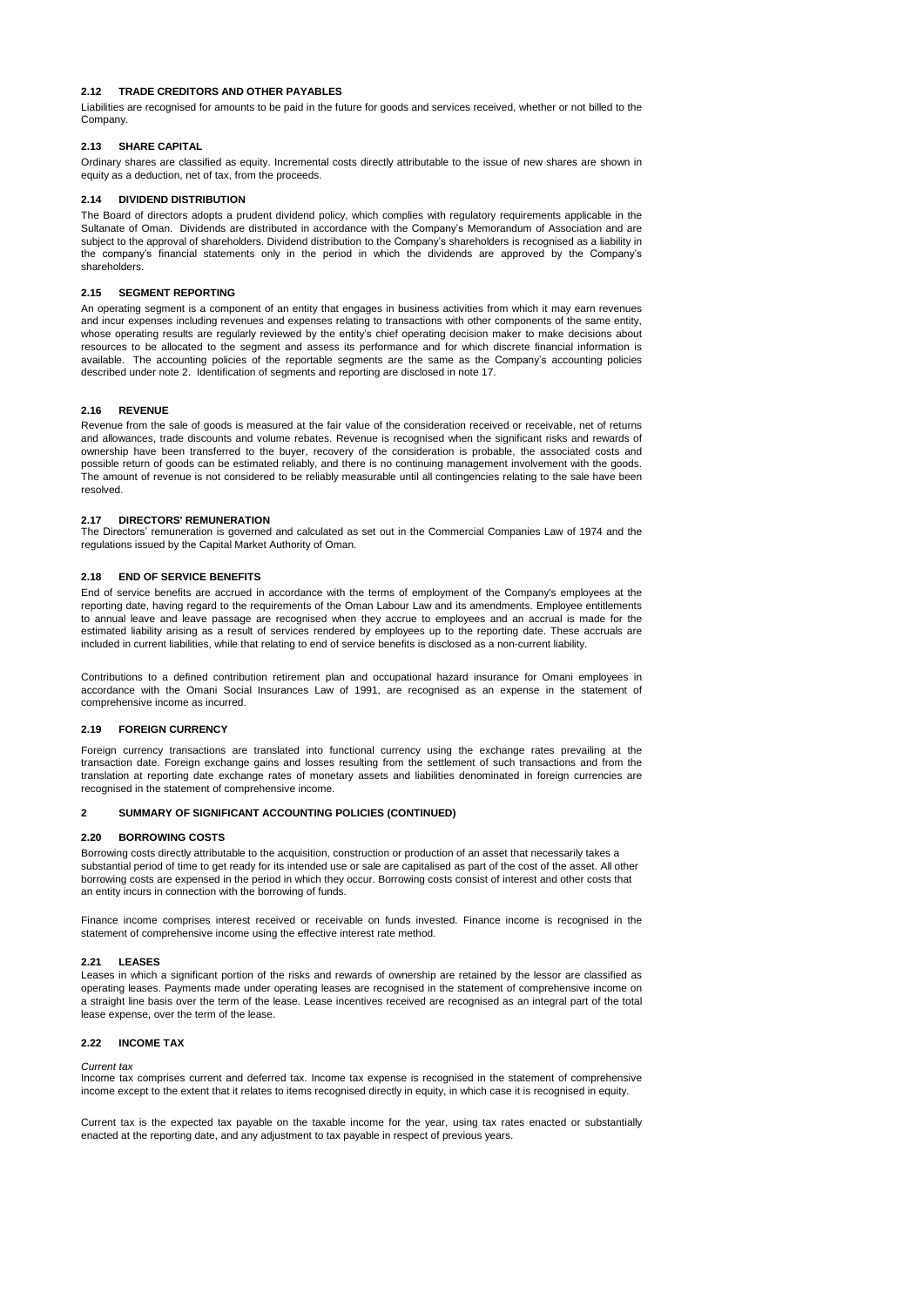### 2.12 TRADE CREDITORS AND OTHER PAYABLES

Liabilities are recognised for amounts to be paid in the future for goods and services received, whether or not billed to the Company.

### 2.13 SHARE CAPITAL

Ordinary shares are classified as equity. Incremental costs directly attributable to the issue of new shares are shown in equity as a deduction, net of tax, from the proceeds.

### 2.14 DIVIDEND DISTRIBUTION

The Board of directors adopts a prudent dividend policy, which complies with regulatory requirements applicable in the Sultanate of Oman. Dividends are distributed in accordance with the Company's Memorandum of Association and are subject to the approval of shareholders. Dividend distribution to the Company's shareholders is recognised as a liability in the company's financial statements only in the period in which the dividends are approved by the Company's shareholders.

### 2.15 SEGMENT REPORTING

An operating segment is a component of an entity that engages in business activities from which it may earn revenues and incur expenses including revenues and expenses relating to transactions with other components of the same entity, whose operating results are regularly reviewed by the entity's chief operating decision maker to make decisions about resources to be allocated to the segment and assess its performance and for which discrete financial information is available. The accounting policies of the reportable segments are the same as the Company's accounting policies described under note 2. Identification of segments and reporting are disclosed in note 17.

### 2.16 REVENUE

Revenue from the sale of goods is measured at the fair value of the consideration received or receivable, net of returns and allowances, trade discounts and volume rebates. Revenue is recognised when the significant risks and rewards of ownership have been transferred to the buyer, recovery of the consideration is probable, the associated costs and possible return of goods can be estimated reliably, and there is no continuing management involvement with the goods. The amount of revenue is not considered to be reliably measurable until all contingencies relating to the sale have been resolved.

### 2.17 DIRECTORS' REMUNERATION

The Directors' remuneration is governed and calculated as set out in the Commercial Companies Law of 1974 and the regulations issued by the Capital Market Authority of Oman.

### 2.18 END OF SERVICE BENEFITS

End of service benefits are accrued in accordance with the terms of employment of the Company's employees at the reporting date, having regard to the requirements of the Oman Labour Law and its amendments. Employee entitlements to annual leave and leave passage are recognised when they accrue to employees and an accrual is made for the estimated liability arising as a result of services rendered by employees up to the reporting date. These accruals are included in current liabilities, while that relating to end of service benefits is disclosed as a non-current liability.

Contributions to a defined contribution retirement plan and occupational hazard insurance for Omani employees in accordance with the Omani Social Insurances Law of 1991, are recognised as an expense in the statement of comprehensive income as incurred.

### 2.19 FOREIGN CURRENCY

Foreign currency transactions are translated into functional currency using the exchange rates prevailing at the transaction date. Foreign exchange gains and losses resulting from the settlement of such transactions and from the translation at reporting date exchange rates of monetary assets and liabilities denominated in foreign currencies are recognised in the statement of comprehensive income.

## 2 SUMMARY OF SIGNIFICANT ACCOUNTING POLICIES (CONTINUED)

### 2.20 BORROWING COSTS

Borrowing costs directly attributable to the acquisition, construction or production of an asset that necessarily takes a substantial period of time to get ready for its intended use or sale are capitalised as part of the cost of the asset. All other borrowing costs are expensed in the period in which they occur. Borrowing costs consist of interest and other costs that an entity incurs in connection with the borrowing of funds.

Finance income comprises interest received or receivable on funds invested. Finance income is recognised in the statement of comprehensive income using the effective interest rate method.

### 2.21 LEASES

Leases in which a significant portion of the risks and rewards of ownership are retained by the lessor are classified as operating leases. Payments made under operating leases are recognised in the statement of comprehensive income on a straight line basis over the term of the lease. Lease incentives received are recognised as an integral part of the total lease expense, over the term of the lease.

### 2.22 INCOME TAX

*Current tax*

Income tax comprises current and deferred tax. Income tax expense is recognised in the statement of comprehensive income except to the extent that it relates to items recognised directly in equity, in which case it is recognised in equity.

Current tax is the expected tax payable on the taxable income for the year, using tax rates enacted or substantially enacted at the reporting date, and any adjustment to tax payable in respect of previous years.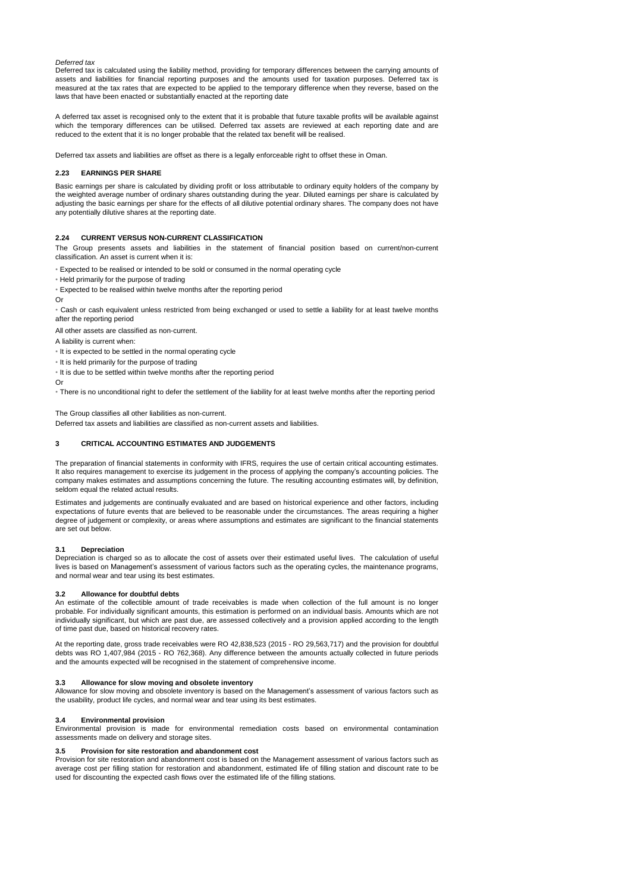*Deferred tax*

Deferred tax is calculated using the liability method, providing for temporary differences between the carrying amounts of assets and liabilities for financial reporting purposes and the amounts used for taxation purposes. Deferred tax is measured at the tax rates that are expected to be applied to the temporary difference when they reverse, based on the laws that have been enacted or substantially enacted at the reporting date

A deferred tax asset is recognised only to the extent that it is probable that future taxable profits will be available against which the temporary differences can be utilised. Deferred tax assets are reviewed at each reporting date and are reduced to the extent that it is no longer probable that the related tax benefit will be realised.

Deferred tax assets and liabilities are offset as there is a legally enforceable right to offset these in Oman.

### 2.23 EARNINGS PER SHARE

Basic earnings per share is calculated by dividing profit or loss attributable to ordinary equity holders of the company by the weighted average number of ordinary shares outstanding during the year. Diluted earnings per share is calculated by adjusting the basic earnings per share for the effects of all dilutive potential ordinary shares. The company does not have any potentially dilutive shares at the reporting date.

### 2.24 CURRENT VERSUS NON-CURRENT CLASSIFICATION

The Group presents assets and liabilities in the statement of financial position based on current/non-current classification. An asset is current when it is:

- Expected to be realised or intended to be sold or consumed in the normal operating cycle
- Held primarily for the purpose of trading
- Expected to be realised within twelve months after the reporting period

Or

- Cash or cash equivalent unless restricted from being exchanged or used to settle a liability for at least twelve months after the reporting period

All other assets are classified as non-current.

A liability is current when:

- It is expected to be settled in the normal operating cycle
- It is held primarily for the purpose of trading
- It is due to be settled within twelve months after the reporting period

Or

- There is no unconditional right to defer the settlement of the liability for at least twelve months after the reporting period

The Group classifies all other liabilities as non-current.

Deferred tax assets and liabilities are classified as non-current assets and liabilities.

## 3 CRITICAL ACCOUNTING ESTIMATES AND JUDGEMENTS

The preparation of financial statements in conformity with IFRS, requires the use of certain critical accounting estimates. It also requires management to exercise its judgement in the process of applying the company's accounting policies. The company makes estimates and assumptions concerning the future. The resulting accounting estimates will, by definition, seldom equal the related actual results.

Estimates and judgements are continually evaluated and are based on historical experience and other factors, including expectations of future events that are believed to be reasonable under the circumstances. The areas requiring a higher degree of judgement or complexity, or areas where assumptions and estimates are significant to the financial statements are set out below.

### 3.1 Depreciation

Depreciation is charged so as to allocate the cost of assets over their estimated useful lives. The calculation of useful lives is based on Management's assessment of various factors such as the operating cycles, the maintenance programs, and normal wear and tear using its best estimates.

### 3.2 Allowance for doubtful debts

An estimate of the collectible amount of trade receivables is made when collection of the full amount is no longer probable. For individually significant amounts, this estimation is performed on an individual basis. Amounts which are not individually significant, but which are past due, are assessed collectively and a provision applied according to the length of time past due, based on historical recovery rates.

At the reporting date, gross trade receivables were RO 42,838,523 (2015 - RO 29,563,717) and the provision for doubtful debts was RO 1,407,984 (2015 - RO 762,368). Any difference between the amounts actually collected in future periods and the amounts expected will be recognised in the statement of comprehensive income.

### 3.3 Allowance for slow moving and obsolete inventory

Allowance for slow moving and obsolete inventory is based on the Management's assessment of various factors such as the usability, product life cycles, and normal wear and tear using its best estimates.

### 3.4 Environmental provision

Environmental provision is made for environmental remediation costs based on environmental contamination assessments made on delivery and storage sites.

### 3.5 Provision for site restoration and abandonment cost

Provision for site restoration and abandonment cost is based on the Management assessment of various factors such as average cost per filling station for restoration and abandonment, estimated life of filling station and discount rate to be used for discounting the expected cash flows over the estimated life of the filling stations.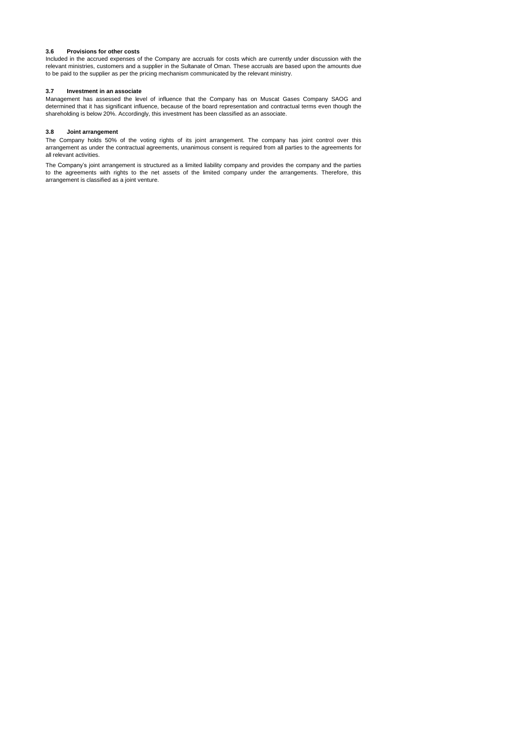### 3.6 Provisions for other costs

Included in the accrued expenses of the Company are accruals for costs which are currently under discussion with the relevant ministries, customers and a supplier in the Sultanate of Oman. These accruals are based upon the amounts due to be paid to the supplier as per the pricing mechanism communicated by the relevant ministry.

### 3.7 Investment in an associate

Management has assessed the level of influence that the Company has on Muscat Gases Company SAOG and determined that it has significant influence, because of the board representation and contractual terms even though the shareholding is below 20%. Accordingly, this investment has been classified as an associate.

### 3.8 Joint arrangement

The Company holds 50% of the voting rights of its joint arrangement. The company has joint control over this arrangement as under the contractual agreements, unanimous consent is required from all parties to the agreements for all relevant activities.

The Company's joint arrangement is structured as a limited liability company and provides the company and the parties to the agreements with rights to the net assets of the limited company under the arrangements. Therefore, this arrangement is classified as a joint venture.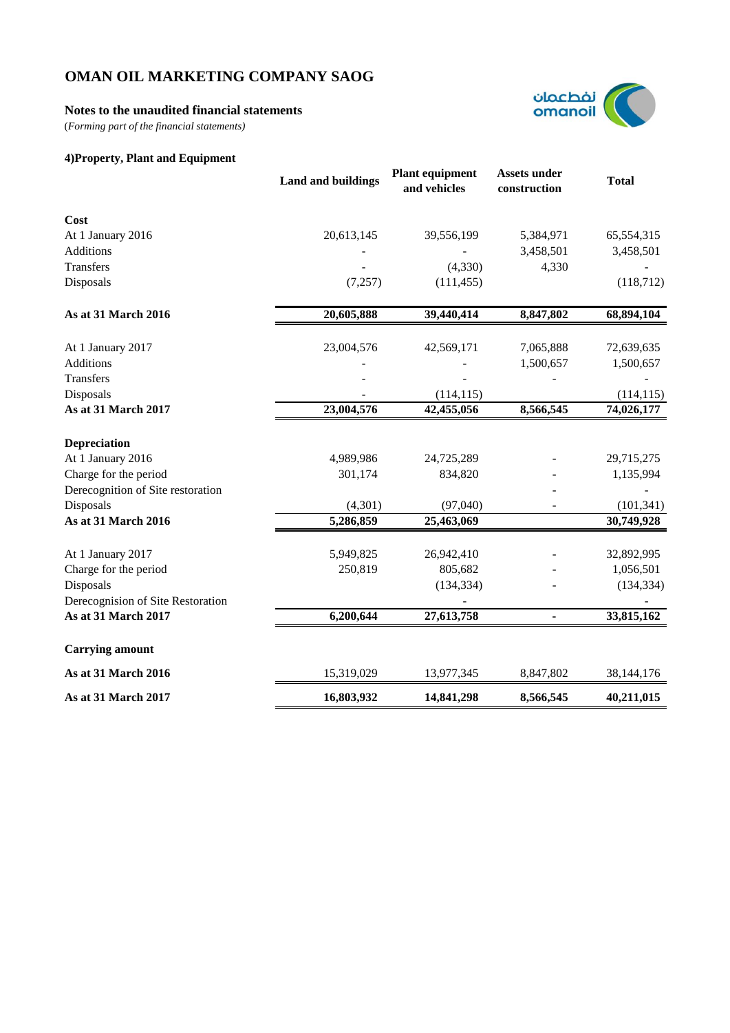# OMAN OIL MARKETING COMPANY SAOG

**Notes to the unaudited financial statements**

(*Forming part of the financial statements)*

### 4)Property, Plant and Equipment

| | Land and buildings | Plant equipment and vehicles | Assets under construction | Total |
|---|---|---|---|---|
| **Cost** | | | | |
| At 1 January 2016 | 20,613,145 | 39,556,199 | 5,384,971 | 65,554,315 |
| Additions | - | - | 3,458,501 | 3,458,501 |
| Transfers | - | (4,330) | 4,330 | - |
| Disposals | (7,257) | (111,455) | | (118,712) |
| **As at 31 March 2016** | **20,605,888** | **39,440,414** | **8,847,802** | **68,894,104** |
| At 1 January 2017 | 23,004,576 | 42,569,171 | 7,065,888 | 72,639,635 |
| Additions | - | - | 1,500,657 | 1,500,657 |
| Transfers | - | - | - | - |
| Disposals | - | (114,115) | | (114,115) |
| **As at 31 March 2017** | **23,004,576** | **42,455,056** | **8,566,545** | **74,026,177** |
| **Depreciation** | | | | |
| At 1 January 2016 | 4,989,986 | 24,725,289 | - | 29,715,275 |
| Charge for the period | 301,174 | 834,820 | - | 1,135,994 |
| Derecognition of Site restoration | | | - | - |
| Disposals | (4,301) | (97,040) | - | (101,341) |
| **As at 31 March 2016** | **5,286,859** | **25,463,069** | | **30,749,928** |
| At 1 January 2017 | 5,949,825 | 26,942,410 | - | 32,892,995 |
| Charge for the period | 250,819 | 805,682 | - | 1,056,501 |
| Disposals | | (134,334) | - | (134,334) |
| Derecognision of Site Restoration | | - | | - |
| **As at 31 March 2017** | **6,200,644** | **27,613,758** | **-** | **33,815,162** |
| **Carrying amount** | | | | |
| **As at 31 March 2016** | 15,319,029 | 13,977,345 | 8,847,802 | 38,144,176 |
| **As at 31 March 2017** | **16,803,932** | **14,841,298** | **8,566,545** | **40,211,015** |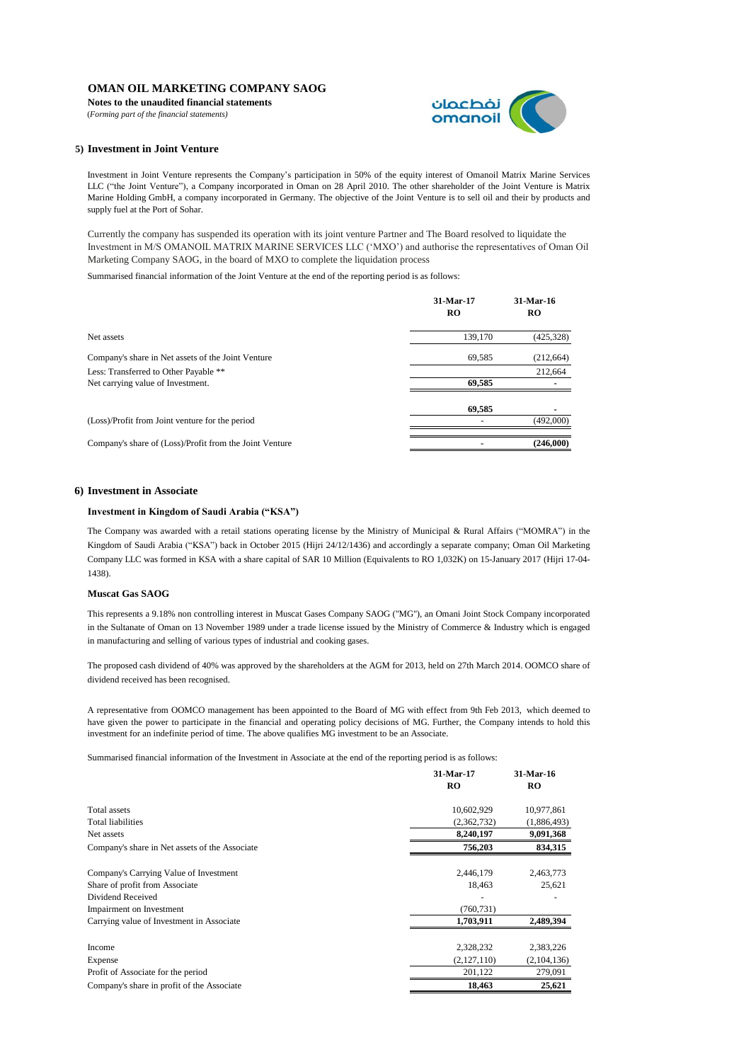**OMAN OIL MARKETING COMPANY SAOG**

**Notes to the unaudited financial statements**

*(Forming part of the financial statements)*

## 5) Investment in Joint Venture

Investment in Joint Venture represents the Company's participation in 50% of the equity interest of Omanoil Matrix Marine Services LLC ("the Joint Venture"), a Company incorporated in Oman on 28 April 2010. The other shareholder of the Joint Venture is Matrix Marine Holding GmbH, a company incorporated in Germany. The objective of the Joint Venture is to sell oil and their by products and supply fuel at the Port of Sohar.

Currently the company has suspended its operation with its joint venture Partner and The Board resolved to liquidate the Investment in M/S OMANOIL MATRIX MARINE SERVICES LLC ('MXO') and authorise the representatives of Oman Oil Marketing Company SAOG, in the board of MXO to complete the liquidation process

Summarised financial information of the Joint Venture at the end of the reporting period is as follows:

| | 31-Mar-17<br>RO | 31-Mar-16<br>RO |
|---|---|---|
| Net assets | 139,170 | (425,328) |
| Company's share in Net assets of the Joint Venture | 69,585 | (212,664) |
| Less: Transferred to Other Payable ** | | 212,664 |
| Net carrying value of Investment. | **69,585** | - |
| | **69,585** | - |
| (Loss)/Profit from Joint venture for the period | - | (492,000) |
| Company's share of (Loss)/Profit from the Joint Venture | - | **(246,000)** |

## 6) Investment in Associate

### Investment in Kingdom of Saudi Arabia ("KSA")

The Company was awarded with a retail stations operating license by the Ministry of Municipal & Rural Affairs ("MOMRA") in the Kingdom of Saudi Arabia ("KSA") back in October 2015 (Hijri 24/12/1436) and accordingly a separate company; Oman Oil Marketing Company LLC was formed in KSA with a share capital of SAR 10 Million (Equivalents to RO 1,032K) on 15-January 2017 (Hijri 17-04-1438).

### Muscat Gas SAOG

This represents a 9.18% non controlling interest in Muscat Gases Company SAOG ("MG"), an Omani Joint Stock Company incorporated in the Sultanate of Oman on 13 November 1989 under a trade license issued by the Ministry of Commerce & Industry which is engaged in manufacturing and selling of various types of industrial and cooking gases.

The proposed cash dividend of 40% was approved by the shareholders at the AGM for 2013, held on 27th March 2014. OOMCO share of dividend received has been recognised.

A representative from OOMCO management has been appointed to the Board of MG with effect from 9th Feb 2013, which deemed to have given the power to participate in the financial and operating policy decisions of MG. Further, the Company intends to hold this investment for an indefinite period of time. The above qualifies MG investment to be an Associate.

Summarised financial information of the Investment in Associate at the end of the reporting period is as follows:

| | 31-Mar-17<br>RO | 31-Mar-16<br>RO |
|---|---|---|
| Total assets | 10,602,929 | 10,977,861 |
| Total liabilities | (2,362,732) | (1,886,493) |
| Net assets | **8,240,197** | **9,091,368** |
| Company's share in Net assets of the Associate | **756,203** | **834,315** |
| | | |
| Company's Carrying Value of Investment | 2,446,179 | 2,463,773 |
| Share of profit from Associate | 18,463 | 25,621 |
| Dividend Received | - | - |
| Impairment on Investment | (760,731) | |
| Carrying value of Investment in Associate | **1,703,911** | **2,489,394** |
| | | |
| Income | 2,328,232 | 2,383,226 |
| Expense | (2,127,110) | (2,104,136) |
| Profit of Associate for the period | 201,122 | 279,091 |
| Company's share in profit of the Associate | **18,463** | **25,621** |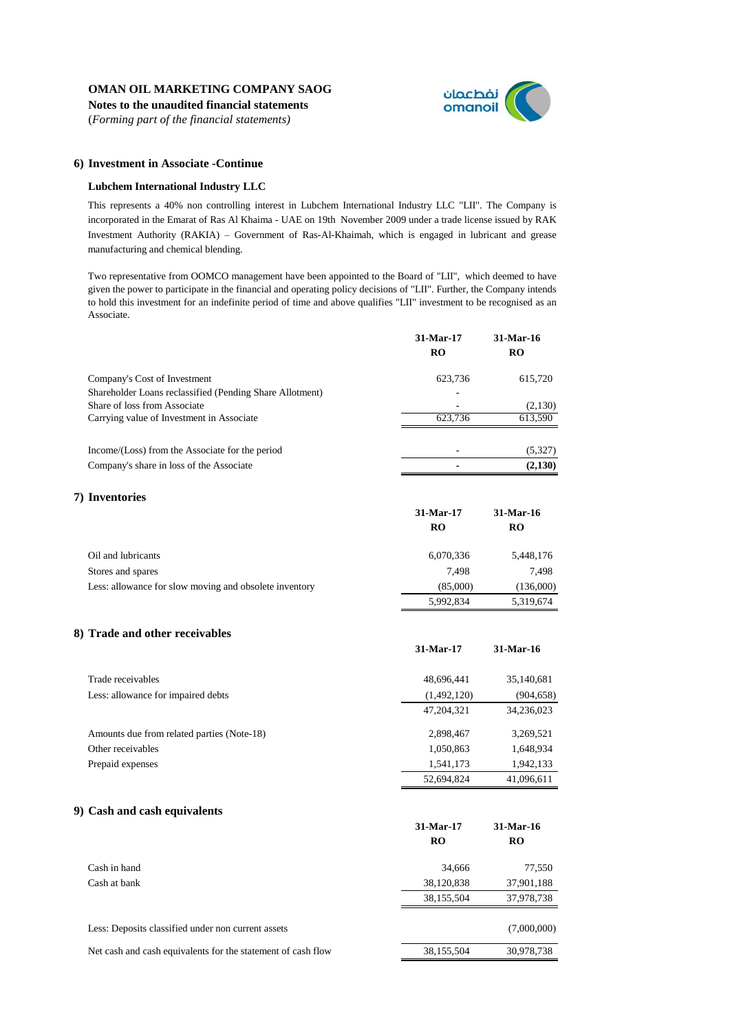**OMAN OIL MARKETING COMPANY SAOG**
**Notes to the unaudited financial statements**
(*Forming part of the financial statements)*

## 6) Investment in Associate -Continue

### Lubchem International Industry LLC

This represents a 40% non controlling interest in Lubchem International Industry LLC "LII". The Company is incorporated in the Emarat of Ras Al Khaima - UAE on 19th November 2009 under a trade license issued by RAK Investment Authority (RAKIA) – Government of Ras-Al-Khaimah, which is engaged in lubricant and grease manufacturing and chemical blending.

Two representative from OOMCO management have been appointed to the Board of "LII", which deemed to have given the power to participate in the financial and operating policy decisions of "LII". Further, the Company intends to hold this investment for an indefinite period of time and above qualifies "LII" investment to be recognised as an Associate.

| | 31-Mar-17<br>RO | 31-Mar-16<br>RO |
|---|---|---|
| Company's Cost of Investment | 623,736 | 615,720 |
| Shareholder Loans reclassified (Pending Share Allotment) | - | |
| Share of loss from Associate | - | (2,130) |
| Carrying value of Investment in Associate | 623,736 | 613,590 |
| | | |
| Income/(Loss) from the Associate for the period | - | (5,327) |
| Company's share in loss of the Associate | - | **(2,130)** |

## 7) Inventories

| | 31-Mar-17<br>RO | 31-Mar-16<br>RO |
|---|---|---|
| Oil and lubricants | 6,070,336 | 5,448,176 |
| Stores and spares | 7,498 | 7,498 |
| Less: allowance for slow moving and obsolete inventory | (85,000) | (136,000) |
| | 5,992,834 | 5,319,674 |

## 8) Trade and other receivables

| | 31-Mar-17 | 31-Mar-16 |
|---|---|---|
| Trade receivables | 48,696,441 | 35,140,681 |
| Less: allowance for impaired debts | (1,492,120) | (904,658) |
| | 47,204,321 | 34,236,023 |
| Amounts due from related parties (Note-18) | 2,898,467 | 3,269,521 |
| Other receivables | 1,050,863 | 1,648,934 |
| Prepaid expenses | 1,541,173 | 1,942,133 |
| | 52,694,824 | 41,096,611 |

## 9) Cash and cash equivalents

| | 31-Mar-17<br>RO | 31-Mar-16<br>RO |
|---|---|---|
| Cash in hand | 34,666 | 77,550 |
| Cash at bank | 38,120,838 | 37,901,188 |
| | 38,155,504 | 37,978,738 |
| | | |
| Less: Deposits classified under non current assets | | (7,000,000) |
| Net cash and cash equivalents for the statement of cash flow | 38,155,504 | 30,978,738 |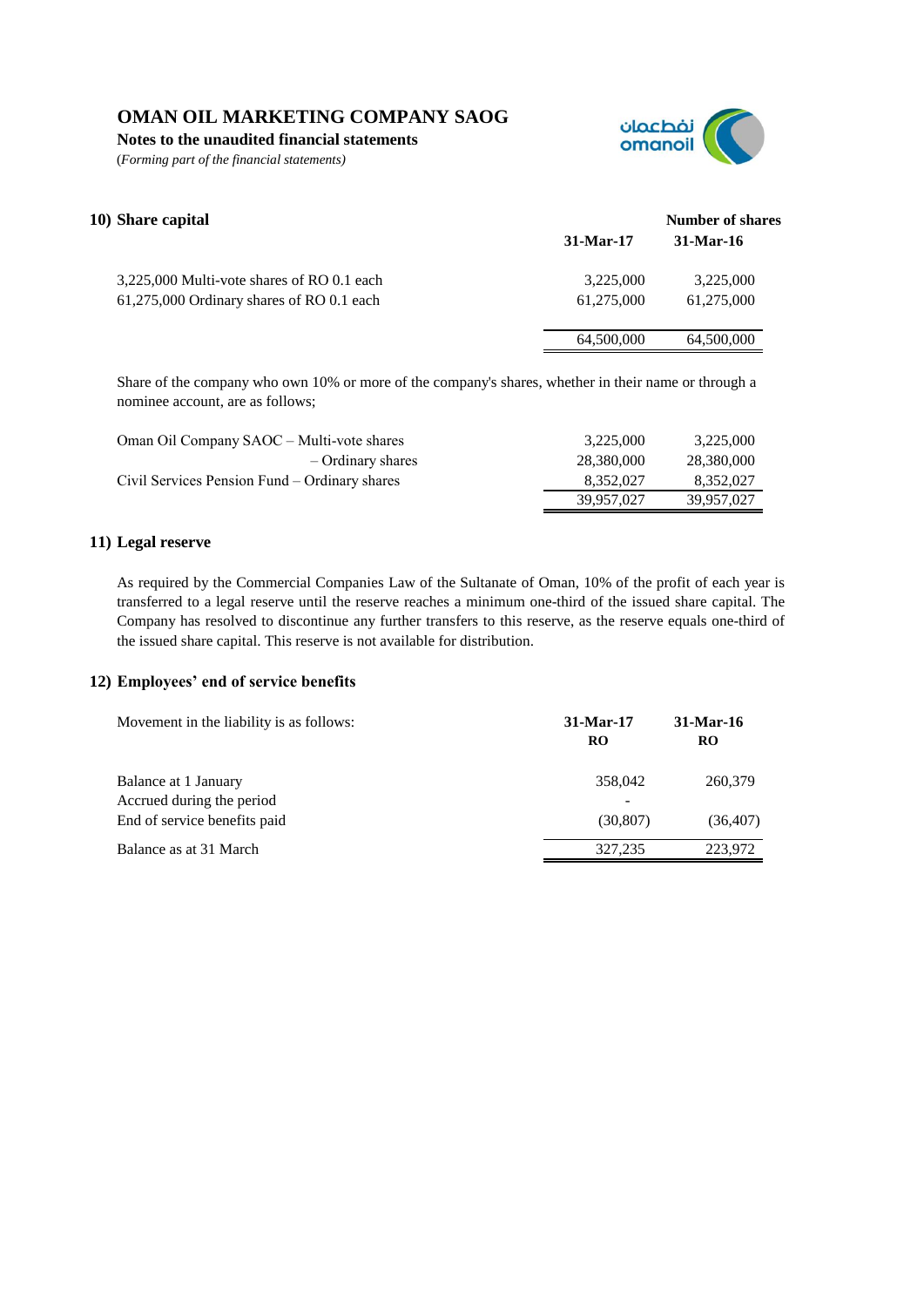# OMAN OIL MARKETING COMPANY SAOG

**Notes to the unaudited financial statements**

(*Forming part of the financial statements)*

## 10) Share capital

| | Number of shares | |
|---|---|---|
| | **31-Mar-17** | **31-Mar-16** |
| 3,225,000 Multi-vote shares of RO 0.1 each | 3,225,000 | 3,225,000 |
| 61,275,000 Ordinary shares of RO 0.1 each | 61,275,000 | 61,275,000 |
| | 64,500,000 | 64,500,000 |

Share of the company who own 10% or more of the company's shares, whether in their name or through a nominee account, are as follows;

| | | |
|---|---|---|
| Oman Oil Company SAOC – Multi-vote shares | 3,225,000 | 3,225,000 |
| – Ordinary shares | 28,380,000 | 28,380,000 |
| Civil Services Pension Fund – Ordinary shares | 8,352,027 | 8,352,027 |
| | 39,957,027 | 39,957,027 |

## 11) Legal reserve

As required by the Commercial Companies Law of the Sultanate of Oman, 10% of the profit of each year is transferred to a legal reserve until the reserve reaches a minimum one-third of the issued share capital. The Company has resolved to discontinue any further transfers to this reserve, as the reserve equals one-third of the issued share capital. This reserve is not available for distribution.

## 12) Employees' end of service benefits

| Movement in the liability is as follows: | **31-Mar-17** **RO** | **31-Mar-16** **RO** |
|---|---|---|
| Balance at 1 January | 358,042 | 260,379 |
| Accrued during the period | - | |
| End of service benefits paid | (30,807) | (36,407) |
| Balance as at 31 March | 327,235 | 223,972 |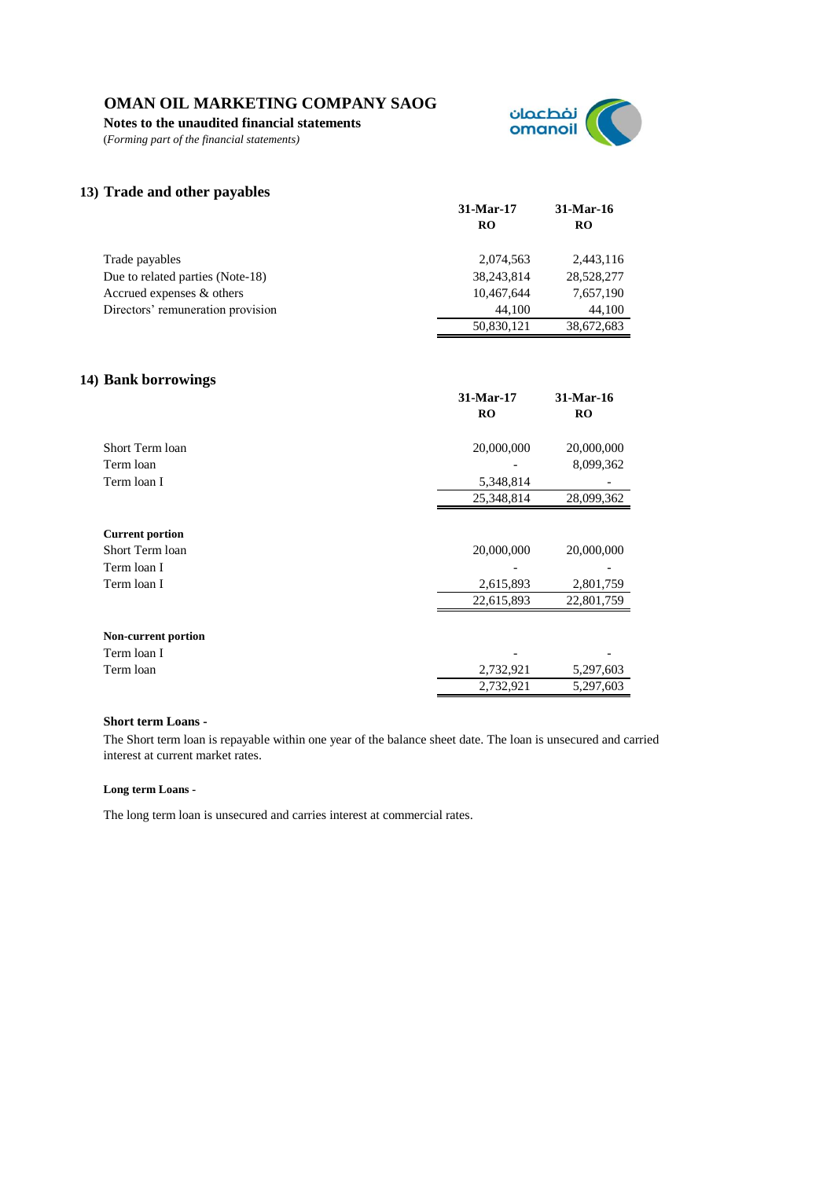# OMAN OIL MARKETING COMPANY SAOG

**Notes to the unaudited financial statements**

*(Forming part of the financial statements)*

## 13) Trade and other payables

| | 31-Mar-17<br>RO | 31-Mar-16<br>RO |
|---|---|---|
| Trade payables | 2,074,563 | 2,443,116 |
| Due to related parties (Note-18) | 38,243,814 | 28,528,277 |
| Accrued expenses & others | 10,467,644 | 7,657,190 |
| Directors' remuneration provision | 44,100 | 44,100 |
| | 50,830,121 | 38,672,683 |

## 14) Bank borrowings

| | 31-Mar-17<br>RO | 31-Mar-16<br>RO |
|---|---|---|
| Short Term loan | 20,000,000 | 20,000,000 |
| Term loan | - | 8,099,362 |
| Term loan I | 5,348,814 | - |
| | 25,348,814 | 28,099,362 |
| **Current portion** | | |
| Short Term loan | 20,000,000 | 20,000,000 |
| Term loan I | - | - |
| Term loan I | 2,615,893 | 2,801,759 |
| | 22,615,893 | 22,801,759 |
| **Non-current portion** | | |
| Term loan I | - | - |
| Term loan | 2,732,921 | 5,297,603 |
| | 2,732,921 | 5,297,603 |

**Short term Loans -**

The Short term loan is repayable within one year of the balance sheet date. The loan is unsecured and carried interest at current market rates.

**Long term Loans -**

The long term loan is unsecured and carries interest at commercial rates.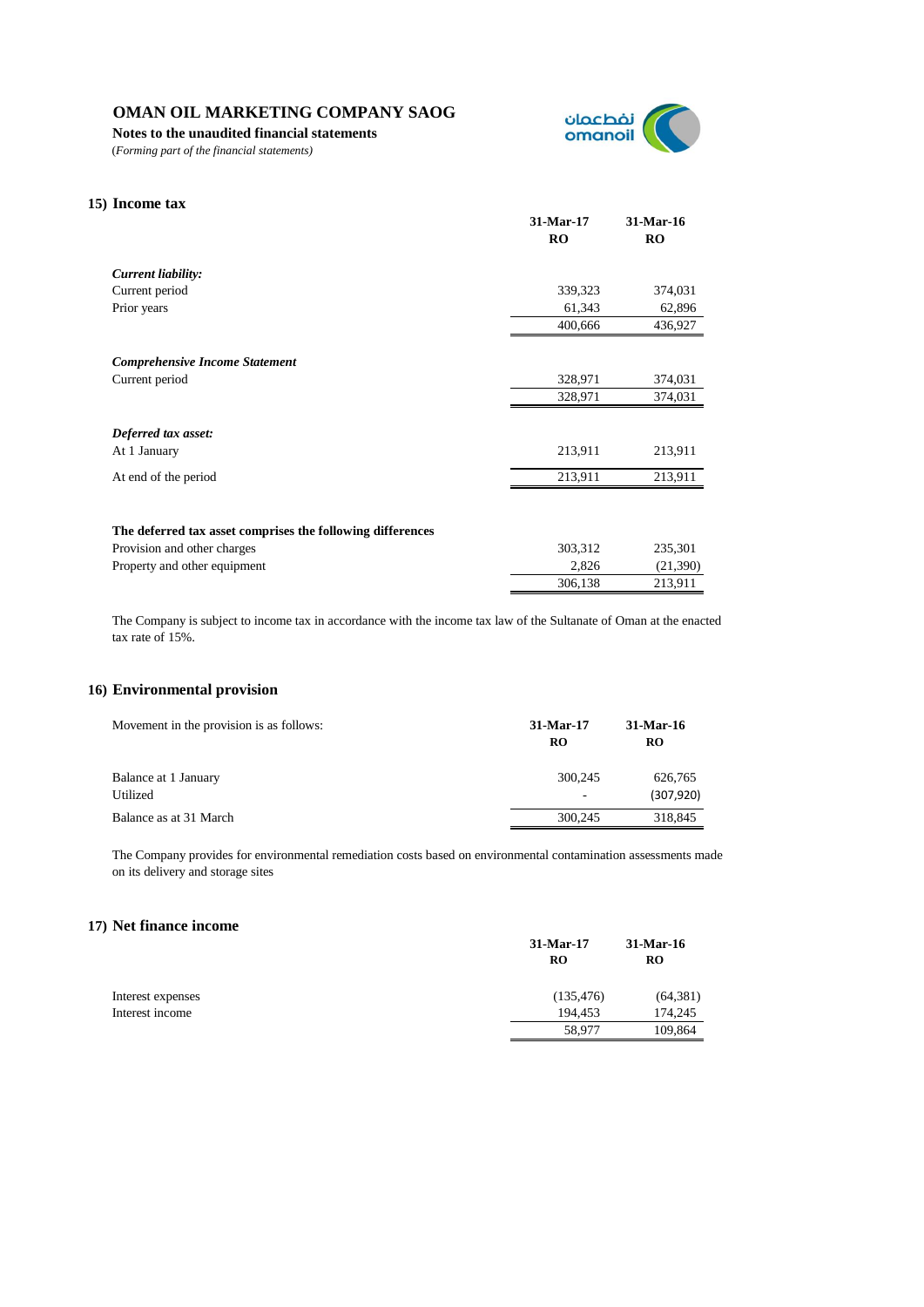# OMAN OIL MARKETING COMPANY SAOG

**Notes to the unaudited financial statements**

*(Forming part of the financial statements)*

## 15) Income tax

| | 31-Mar-17 RO | 31-Mar-16 RO |
|---|---|---|
| ***Current liability:*** | | |
| Current period | 339,323 | 374,031 |
| Prior years | 61,343 | 62,896 |
| | 400,666 | 436,927 |
| ***Comprehensive Income Statement*** | | |
| Current period | 328,971 | 374,031 |
| | 328,971 | 374,031 |
| ***Deferred tax asset:*** | | |
| At 1 January | 213,911 | 213,911 |
| At end of the period | 213,911 | 213,911 |
| **The deferred tax asset comprises the following differences** | | |
| Provision and other charges | 303,312 | 235,301 |
| Property and other equipment | 2,826 | (21,390) |
| | 306,138 | 213,911 |

The Company is subject to income tax in accordance with the income tax law of the Sultanate of Oman at the enacted tax rate of 15%.

## 16) Environmental provision

| Movement in the provision is as follows: | 31-Mar-17 RO | 31-Mar-16 RO |
|---|---|---|
| Balance at 1 January | 300,245 | 626,765 |
| Utilized | - | (307,920) |
| Balance as at 31 March | 300,245 | 318,845 |

The Company provides for environmental remediation costs based on environmental contamination assessments made on its delivery and storage sites

## 17) Net finance income

| | 31-Mar-17 RO | 31-Mar-16 RO |
|---|---|---|
| Interest expenses | (135,476) | (64,381) |
| Interest income | 194,453 | 174,245 |
| | 58,977 | 109,864 |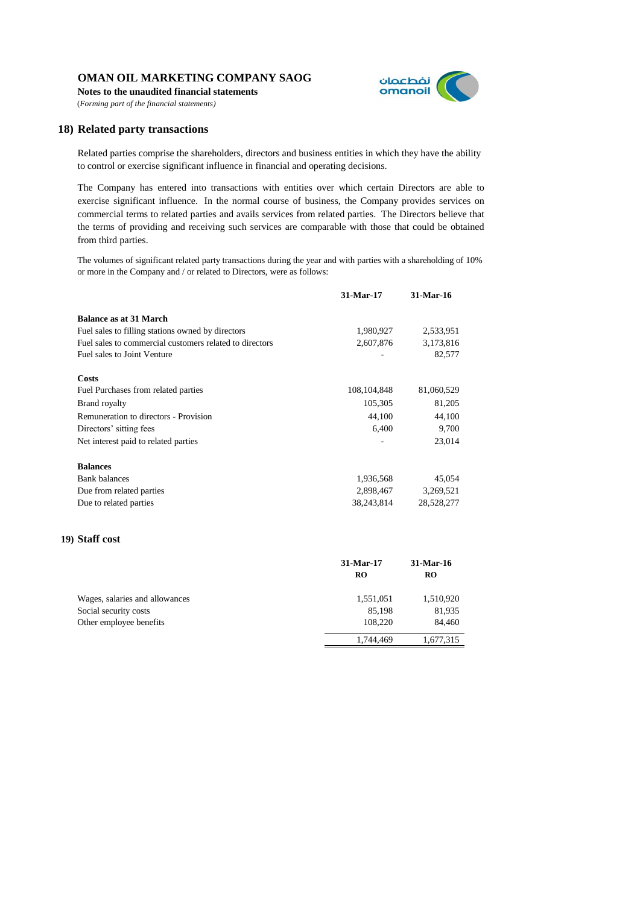**OMAN OIL MARKETING COMPANY SAOG**

**Notes to the unaudited financial statements**

*(Forming part of the financial statements)*

## 18) Related party transactions

Related parties comprise the shareholders, directors and business entities in which they have the ability to control or exercise significant influence in financial and operating decisions.

The Company has entered into transactions with entities over which certain Directors are able to exercise significant influence. In the normal course of business, the Company provides services on commercial terms to related parties and avails services from related parties. The Directors believe that the terms of providing and receiving such services are comparable with those that could be obtained from third parties.

The volumes of significant related party transactions during the year and with parties with a shareholding of 10% or more in the Company and / or related to Directors, were as follows:

| | 31-Mar-17 | 31-Mar-16 |
|---|---|---|
| **Balance as at 31 March** | | |
| Fuel sales to filling stations owned by directors | 1,980,927 | 2,533,951 |
| Fuel sales to commercial customers related to directors | 2,607,876 | 3,173,816 |
| Fuel sales to Joint Venture | - | 82,577 |
| **Costs** | | |
| Fuel Purchases from related parties | 108,104,848 | 81,060,529 |
| Brand royalty | 105,305 | 81,205 |
| Remuneration to directors - Provision | 44,100 | 44,100 |
| Directors' sitting fees | 6,400 | 9,700 |
| Net interest paid to related parties | - | 23,014 |
| **Balances** | | |
| Bank balances | 1,936,568 | 45,054 |
| Due from related parties | 2,898,467 | 3,269,521 |
| Due to related parties | 38,243,814 | 28,528,277 |

## 19) Staff cost

| | 31-Mar-17 RO | 31-Mar-16 RO |
|---|---|---|
| Wages, salaries and allowances | 1,551,051 | 1,510,920 |
| Social security costs | 85,198 | 81,935 |
| Other employee benefits | 108,220 | 84,460 |
| | 1,744,469 | 1,677,315 |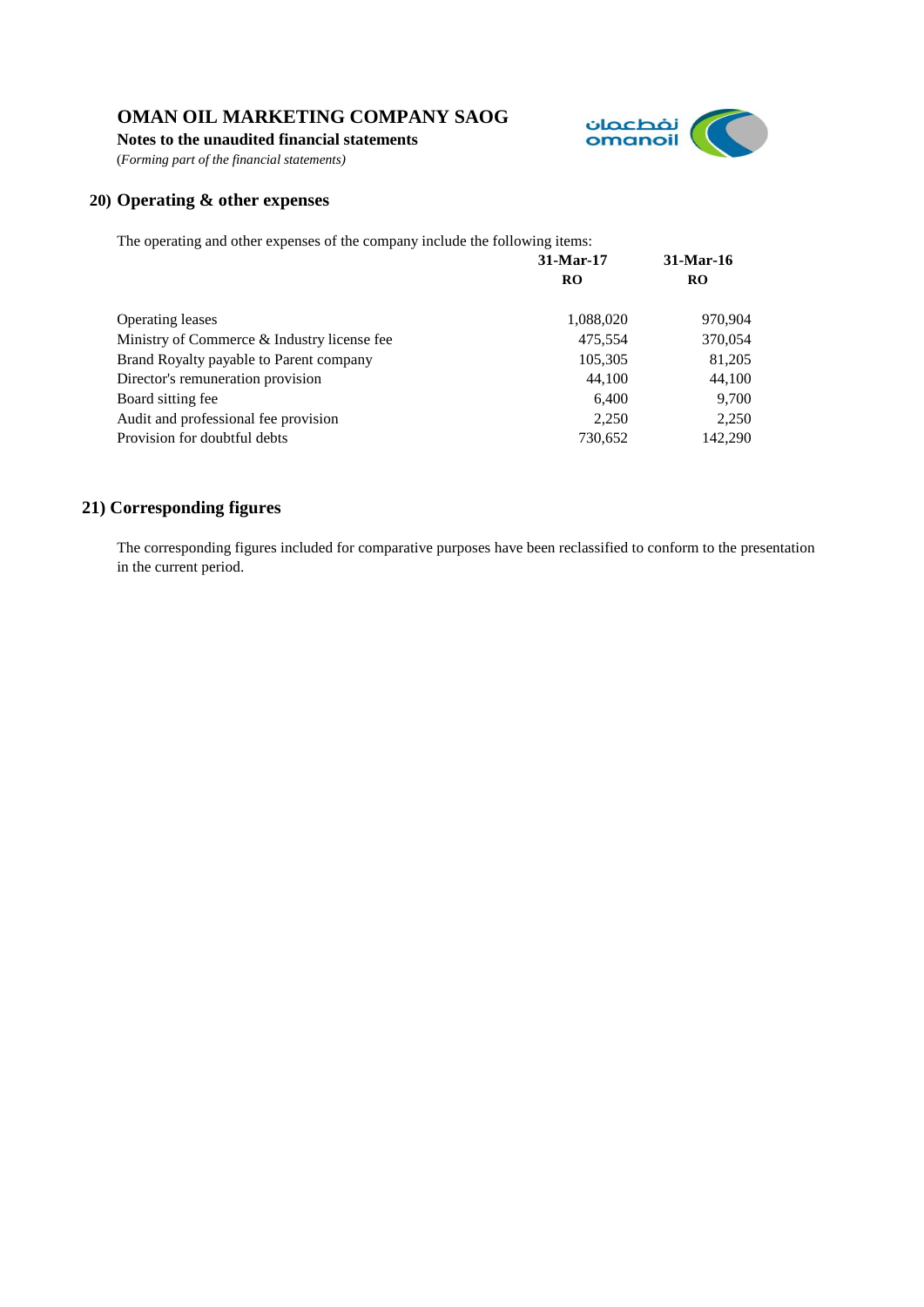# OMAN OIL MARKETING COMPANY SAOG

**Notes to the unaudited financial statements**

(*Forming part of the financial statements)*

## 20) Operating & other expenses

The operating and other expenses of the company include the following items:

| | 31-Mar-17 | 31-Mar-16 |
|---|---|---|
| | RO | RO |
| Operating leases | 1,088,020 | 970,904 |
| Ministry of Commerce & Industry license fee | 475,554 | 370,054 |
| Brand Royalty payable to Parent company | 105,305 | 81,205 |
| Director's remuneration provision | 44,100 | 44,100 |
| Board sitting fee | 6,400 | 9,700 |
| Audit and professional fee provision | 2,250 | 2,250 |
| Provision for doubtful debts | 730,652 | 142,290 |

## 21) Corresponding figures

The corresponding figures included for comparative purposes have been reclassified to conform to the presentation in the current period.